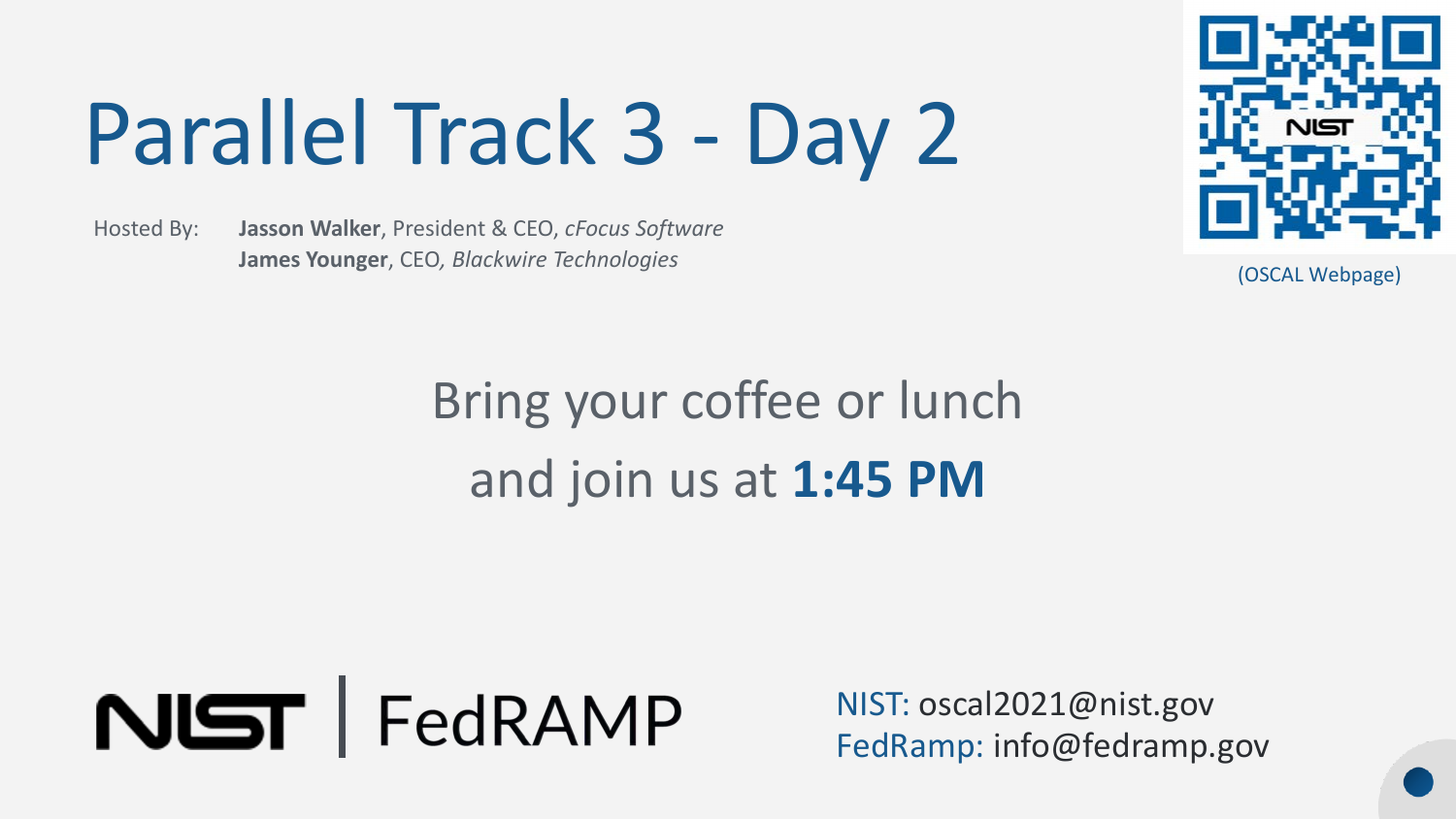# Parallel Track 3 - Day 2

Hosted By: **Jasson Walker**, President & CEO, *cFocus Software*
**James Younger**, CEO, *Blackwire Technologies*

(OSCAL Webpage)

Bring your coffee or lunch
and join us at **1:45 PM**

NIST | FedRAMP

NIST: oscal2021@nist.gov
FedRamp: info@fedramp.gov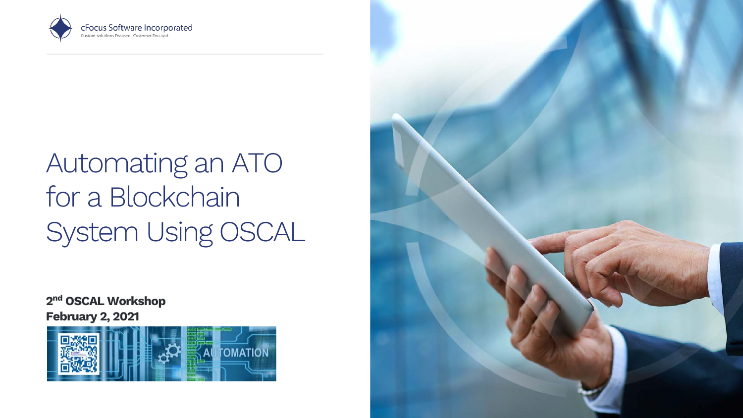cFocus Software Incorporated
Custom-solutions Focused. Customer Focused.

# Automating an ATO for a Blockchain System Using OSCAL

**2nd OSCAL Workshop**
**February 2, 2021**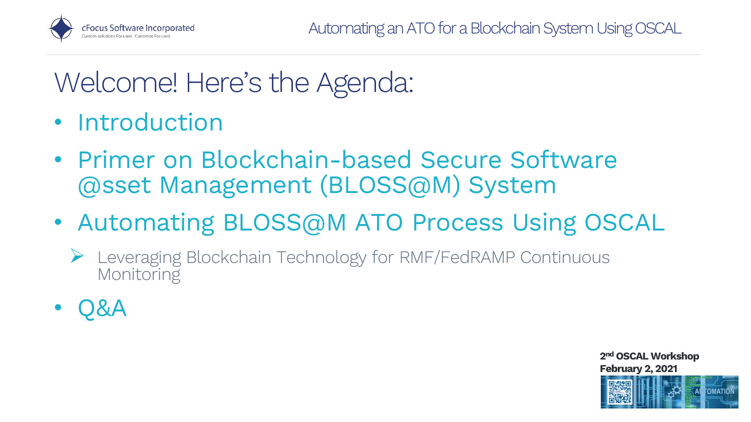# Welcome! Here's the Agenda:

- Introduction
- Primer on Blockchain-based Secure Software @sset Management (BLOSS@M) System
- Automating BLOSS@M ATO Process Using OSCAL
  - Leveraging Blockchain Technology for RMF/FedRAMP Continuous Monitoring
- Q&A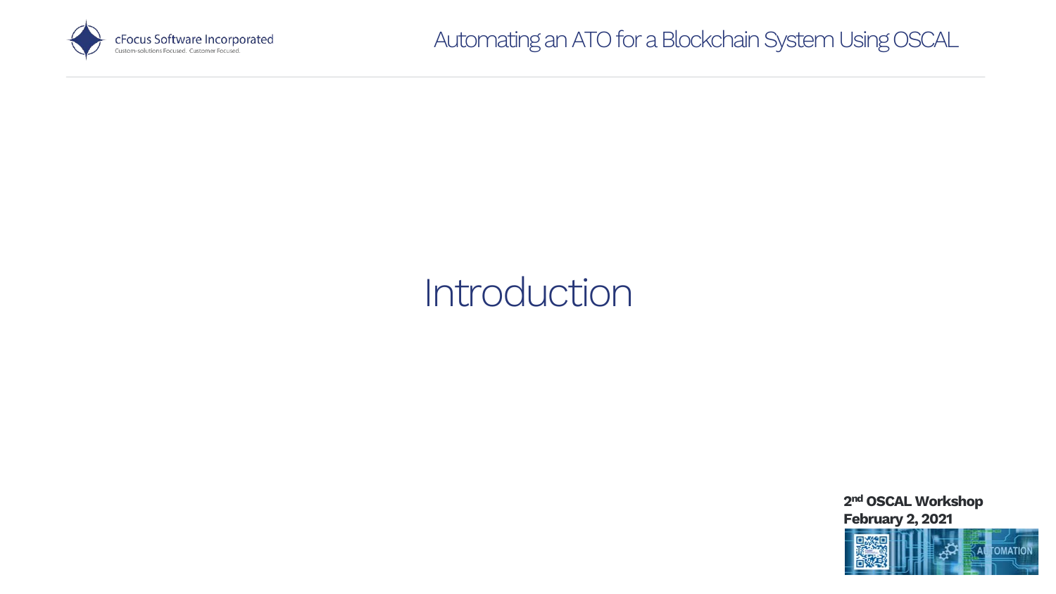# Introduction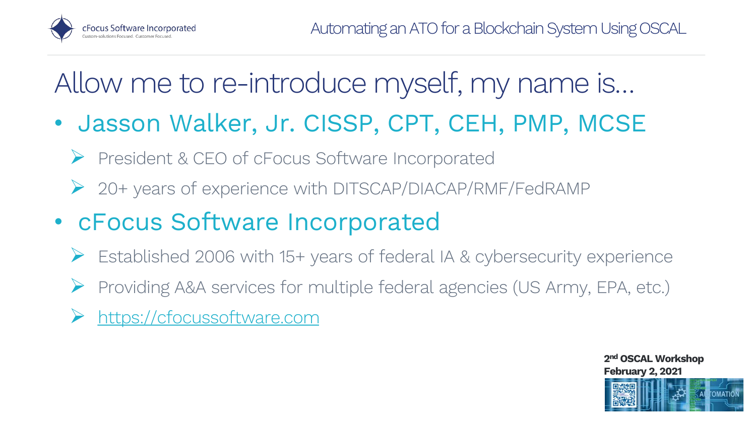# Allow me to re-introduce myself, my name is…

- **Jasson Walker, Jr. CISSP, CPT, CEH, PMP, MCSE**
  - President & CEO of cFocus Software Incorporated
  - 20+ years of experience with DITSCAP/DIACAP/RMF/FedRAMP
- **cFocus Software Incorporated**
  - Established 2006 with 15+ years of federal IA & cybersecurity experience
  - Providing A&A services for multiple federal agencies (US Army, EPA, etc.)
  - https://cfocussoftware.com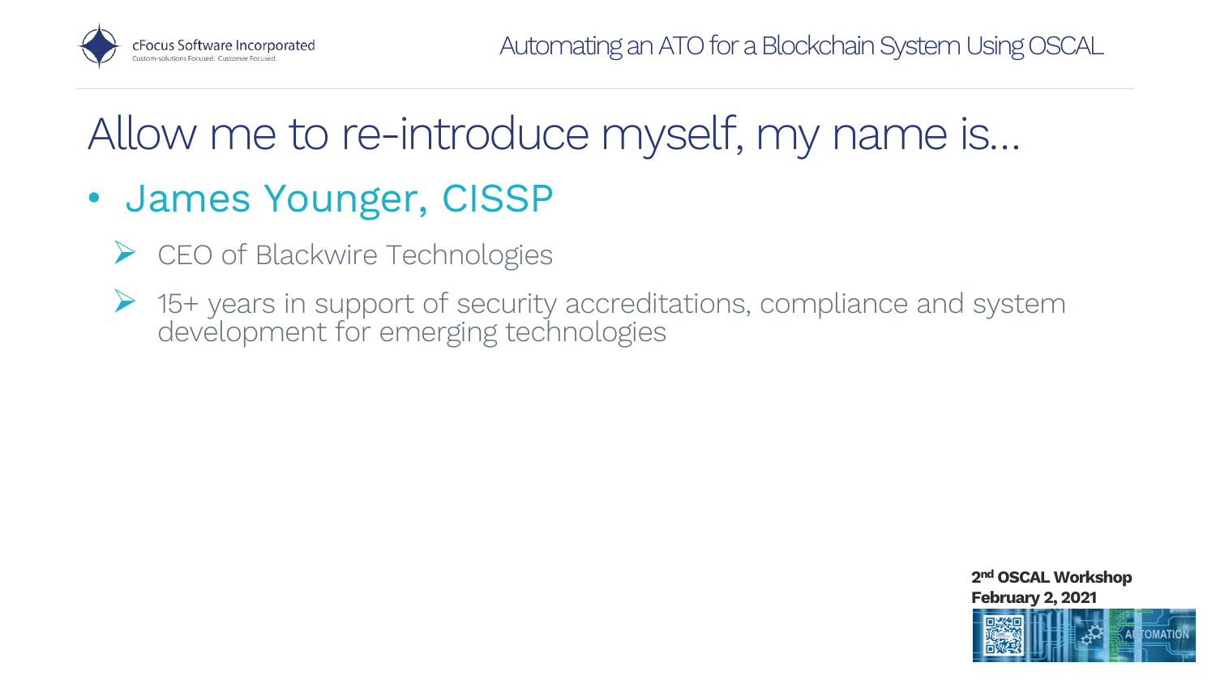# Allow me to re-introduce myself, my name is...

- James Younger, CISSP
  - CEO of Blackwire Technologies
  - 15+ years in support of security accreditations, compliance and system development for emerging technologies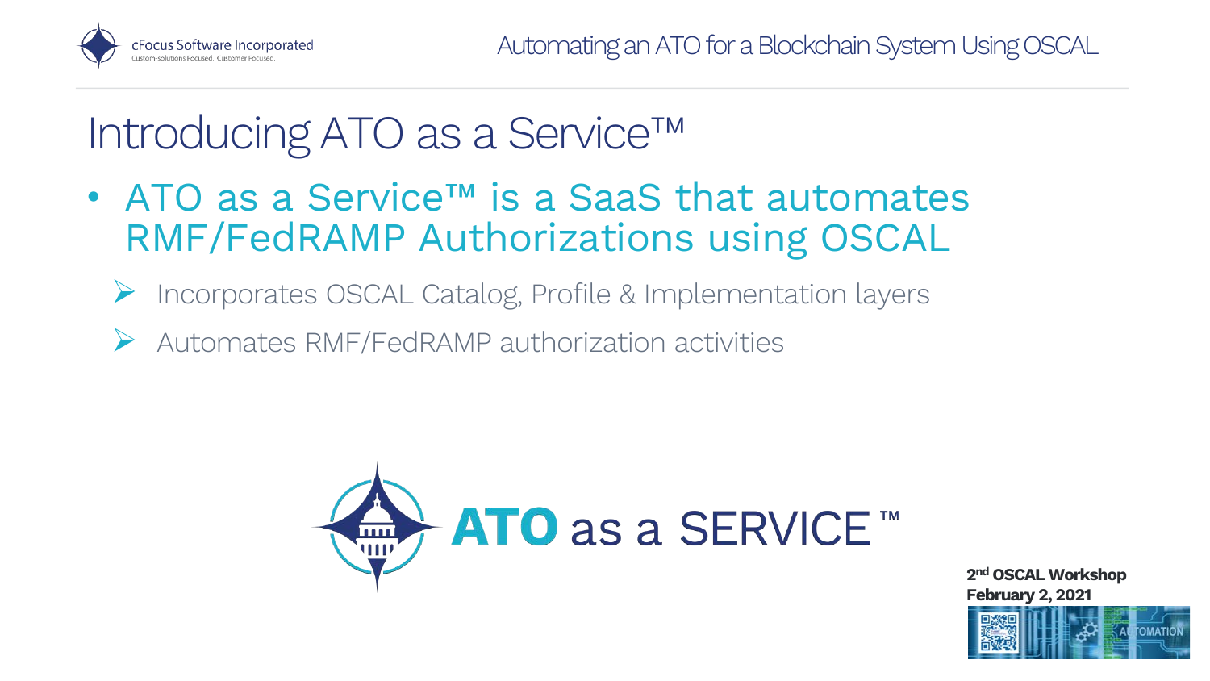# Introducing ATO as a Service™

- ATO as a Service™ is a SaaS that automates RMF/FedRAMP Authorizations using OSCAL
  - Incorporates OSCAL Catalog, Profile & Implementation layers
  - Automates RMF/FedRAMP authorization activities

ATO as a SERVICE™

2nd OSCAL Workshop
February 2, 2021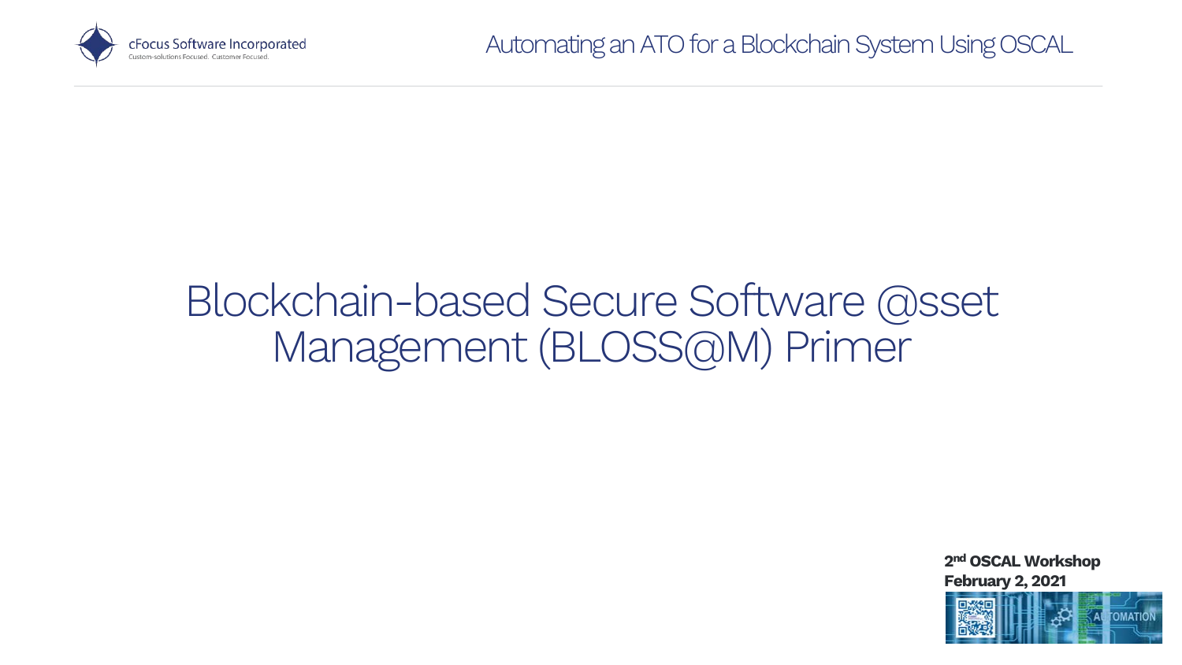# Blockchain-based Secure Software @sset Management (BLOSS@M) Primer

**2nd OSCAL Workshop**
**February 2, 2021**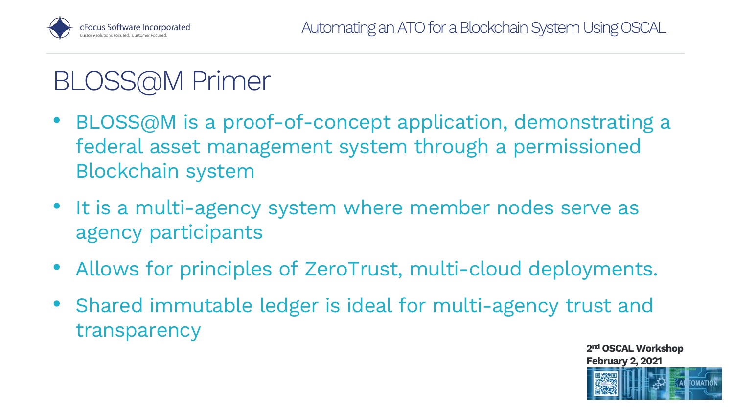# BLOSS@M Primer

- BLOSS@M is a proof-of-concept application, demonstrating a federal asset management system through a permissioned Blockchain system
- It is a multi-agency system where member nodes serve as agency participants
- Allows for principles of ZeroTrust, multi-cloud deployments.
- Shared immutable ledger is ideal for multi-agency trust and transparency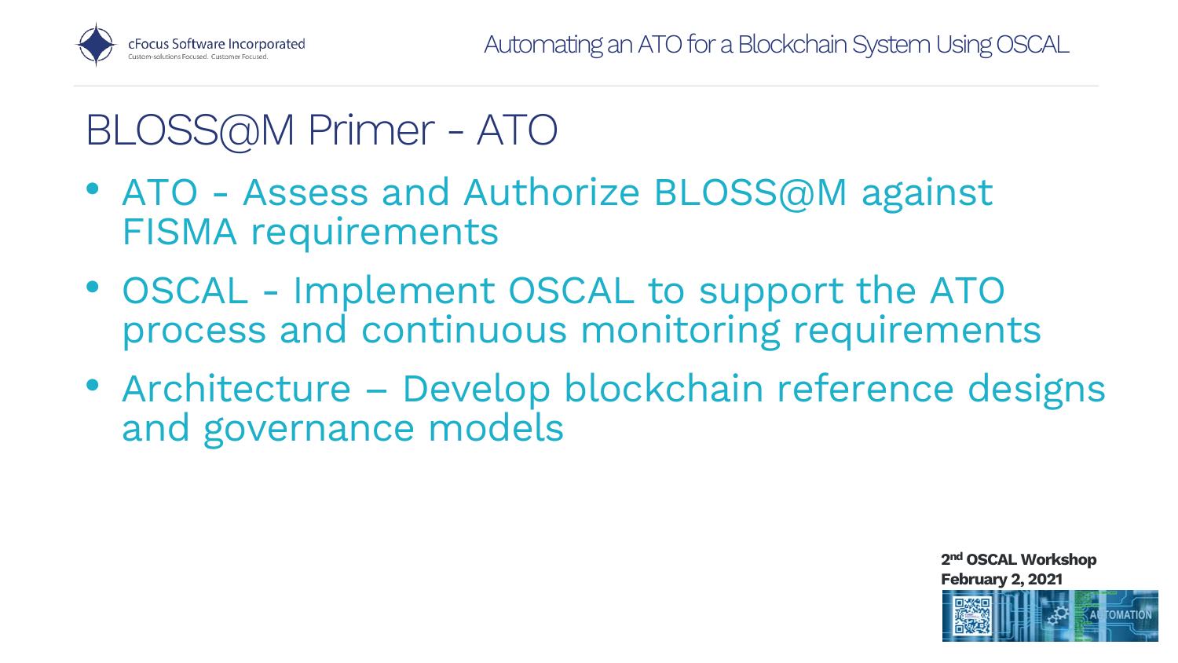# BLOSS@M Primer - ATO

- ATO - Assess and Authorize BLOSS@M against FISMA requirements
- OSCAL - Implement OSCAL to support the ATO process and continuous monitoring requirements
- Architecture – Develop blockchain reference designs and governance models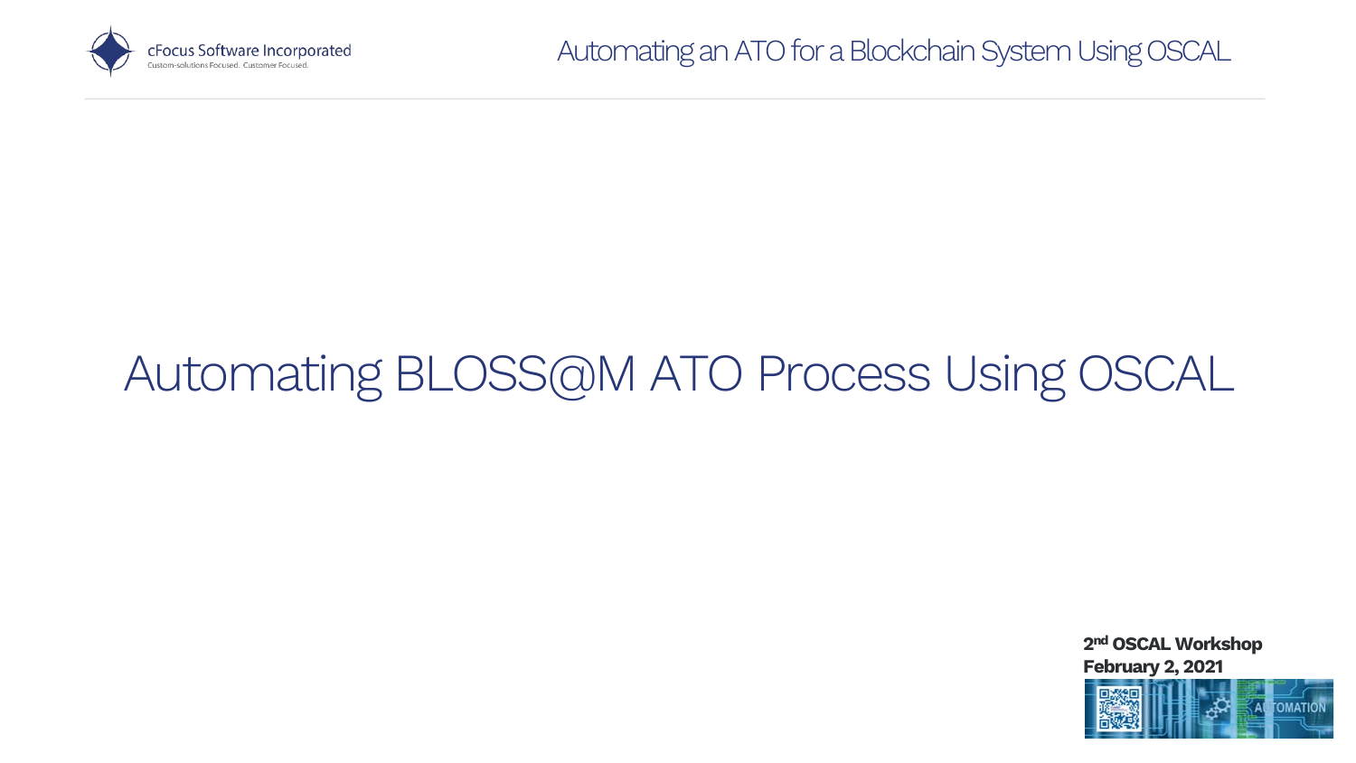# Automating BLOSS@M ATO Process Using OSCAL

**2nd OSCAL Workshop**
**February 2, 2021**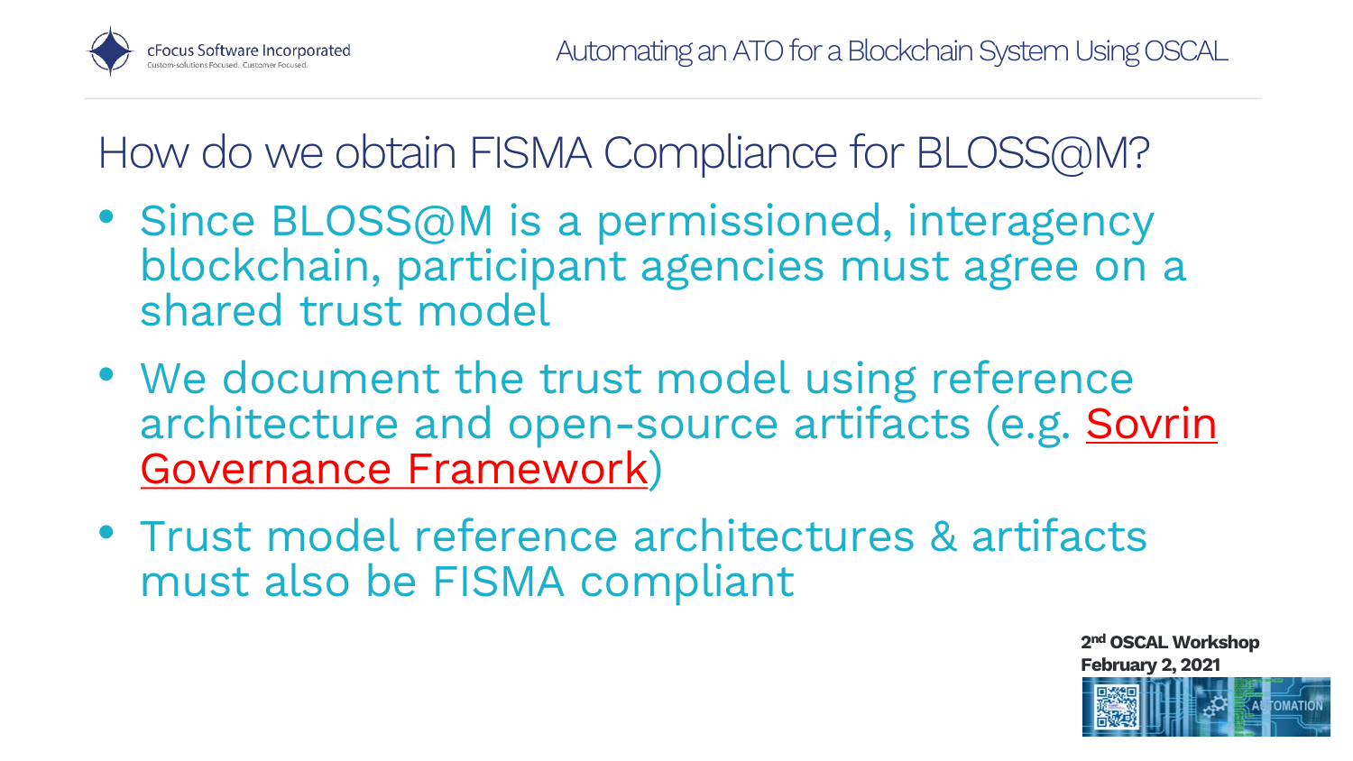# How do we obtain FISMA Compliance for BLOSS@M?

- Since BLOSS@M is a permissioned, interagency blockchain, participant agencies must agree on a shared trust model
- We document the trust model using reference architecture and open-source artifacts (e.g. Sovrin Governance Framework)
- Trust model reference architectures & artifacts must also be FISMA compliant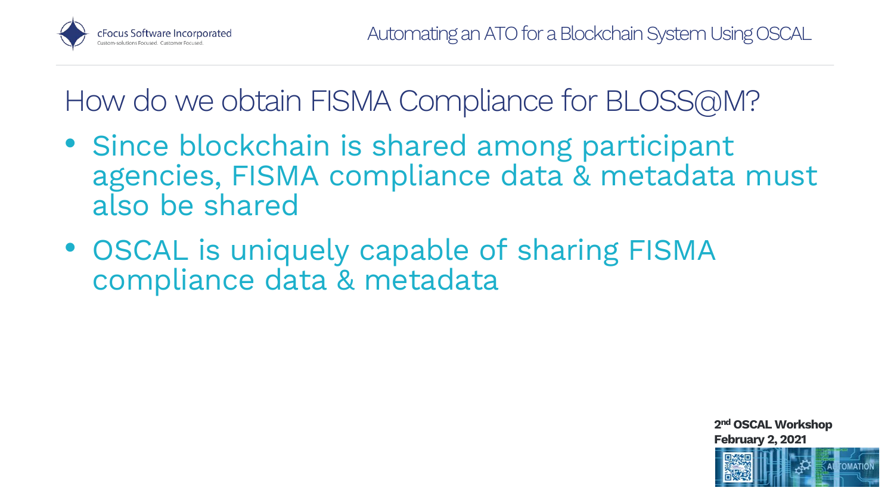# How do we obtain FISMA Compliance for BLOSS@M?

- Since blockchain is shared among participant agencies, FISMA compliance data & metadata must also be shared
- OSCAL is uniquely capable of sharing FISMA compliance data & metadata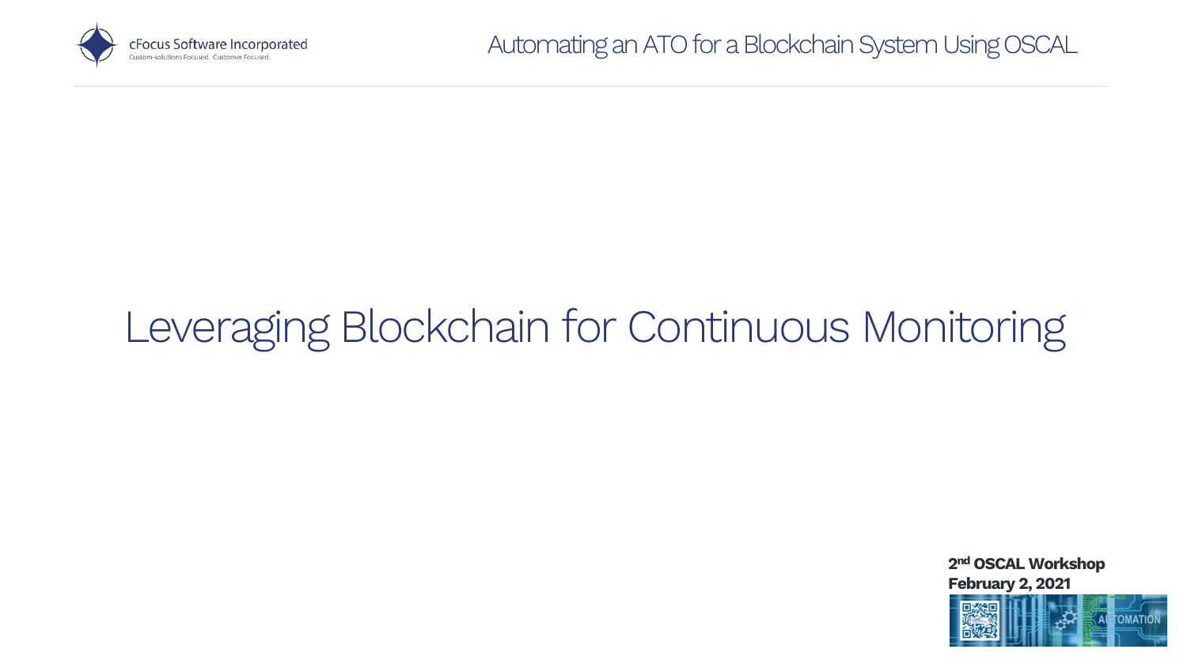# Leveraging Blockchain for Continuous Monitoring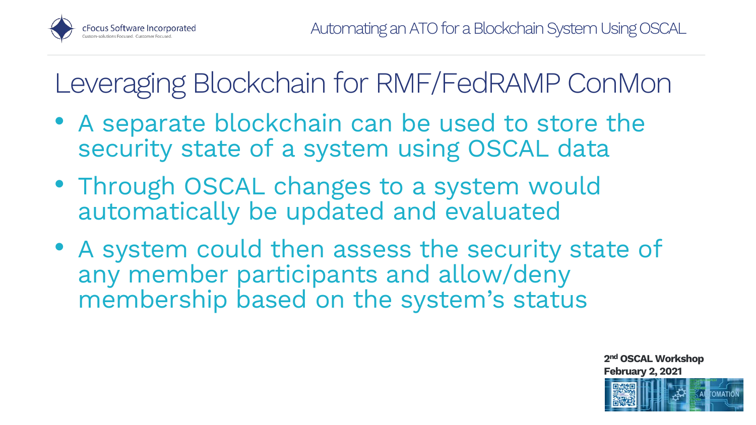# Leveraging Blockchain for RMF/FedRAMP ConMon

- A separate blockchain can be used to store the security state of a system using OSCAL data
- Through OSCAL changes to a system would automatically be updated and evaluated
- A system could then assess the security state of any member participants and allow/deny membership based on the system's status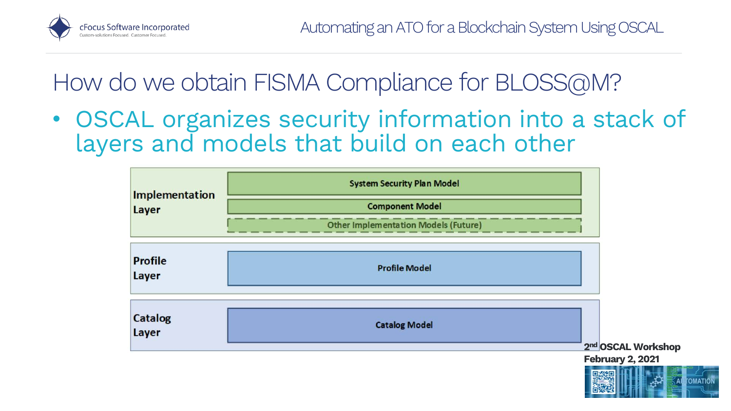# How do we obtain FISMA Compliance for BLOSS@M?

- OSCAL organizes security information into a stack of layers and models that build on each other

| Layer | Models |
| --- | --- |
| Implementation Layer | System Security Plan Model |
| | Component Model |
| | Other Implementation Models (Future) |
| Profile Layer | Profile Model |
| Catalog Layer | Catalog Model |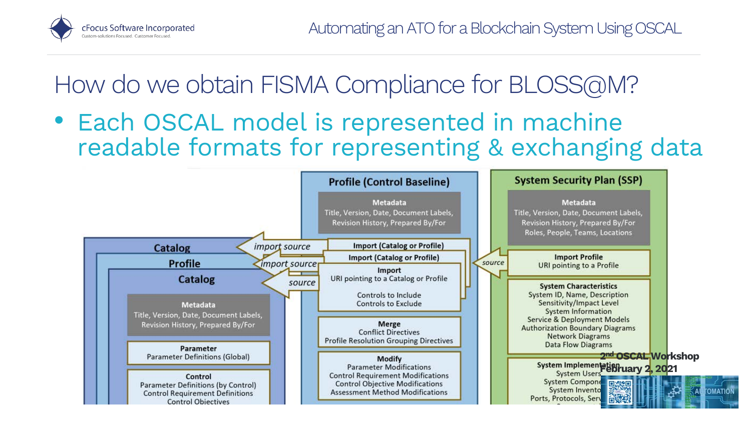# How do we obtain FISMA Compliance for BLOSS@M?

- Each OSCAL model is represented in machine readable formats for representing & exchanging data

**Catalog**

**Profile**

**Catalog**

**Metadata**
Title, Version, Date, Document Labels, Revision History, Prepared By/For

**Parameter**
Parameter Definitions (Global)

**Control**
Parameter Definitions (by Control)
Control Requirement Definitions
Control Objectives

*import source*

*import source*

*source*

**Profile (Control Baseline)**

**Metadata**
Title, Version, Date, Document Labels, Revision History, Prepared By/For

**Import (Catalog or Profile)**

**Import (Catalog or Profile)**

**Import**
URI pointing to a Catalog or Profile

Controls to Include
Controls to Exclude

**Merge**
Conflict Directives
Profile Resolution Grouping Directives

**Modify**
Parameter Modifications
Control Requirement Modifications
Control Objective Modifications
Assessment Method Modifications

*source*

**System Security Plan (SSP)**

**Metadata**
Title, Version, Date, Document Labels, Revision History, Prepared By/For
Roles, People, Teams, Locations

**Import Profile**
URI pointing to a Profile

**System Characteristics**
System ID, Name, Description
Sensitivity/Impact Level
System Information
Service & Deployment Models
Authorization Boundary Diagrams
Network Diagrams
Data Flow Diagrams

**System Implementation**
System Users
System Compone
System Invento
Ports, Protocols, Serv

**2nd OSCAL Workshop**
**February 2, 2021**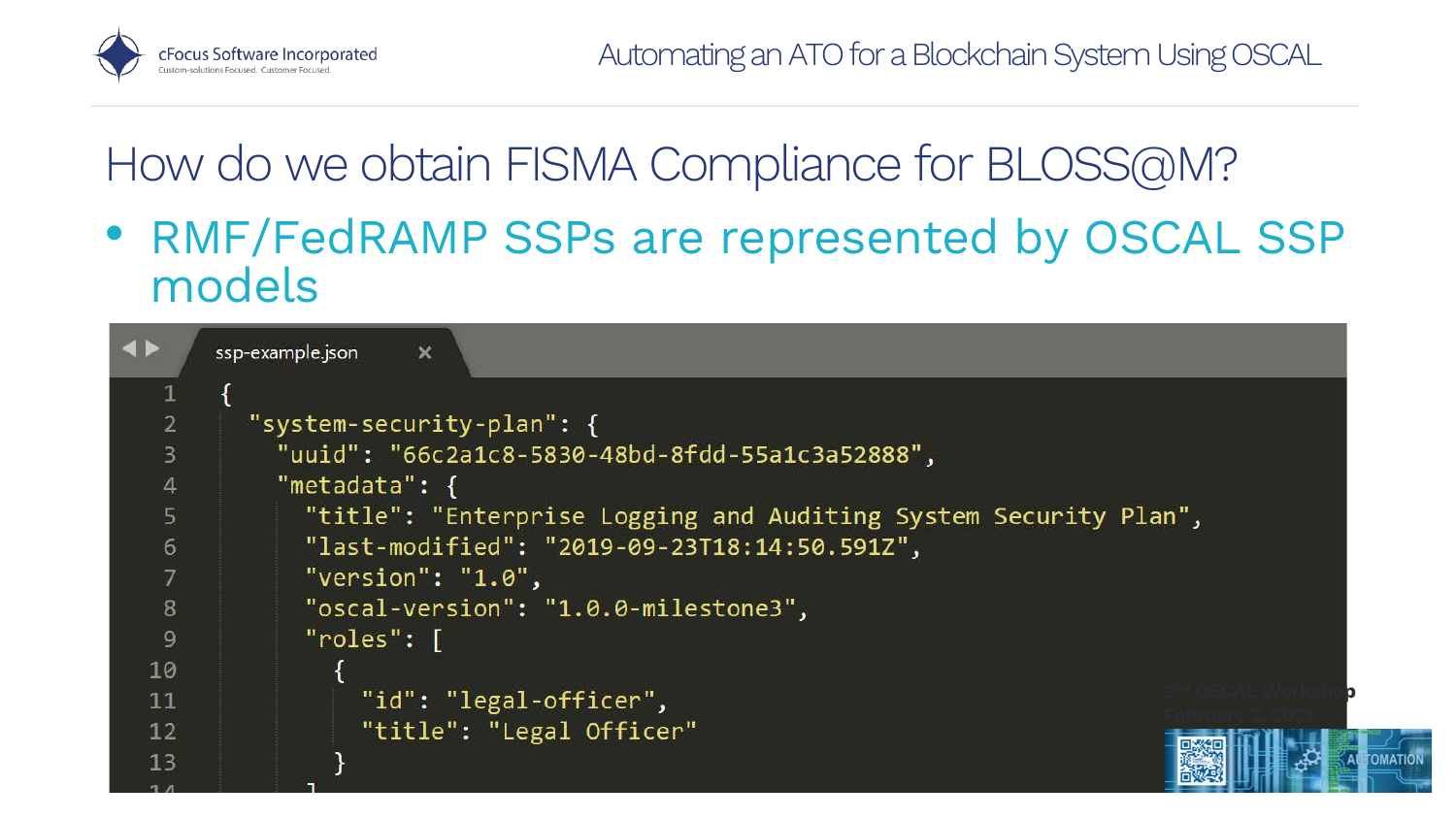# How do we obtain FISMA Compliance for BLOSS@M?

- RMF/FedRAMP SSPs are represented by OSCAL SSP models

ssp-example.json

```
{
  "system-security-plan": {
    "uuid": "66c2a1c8-5830-48bd-8fdd-55a1c3a52888",
    "metadata": {
      "title": "Enterprise Logging and Auditing System Security Plan",
      "last-modified": "2019-09-23T18:14:50.591Z",
      "version": "1.0",
      "oscal-version": "1.0.0-milestone3",
      "roles": [
        {
          "id": "legal-officer",
          "title": "Legal Officer"
        }
      ]
```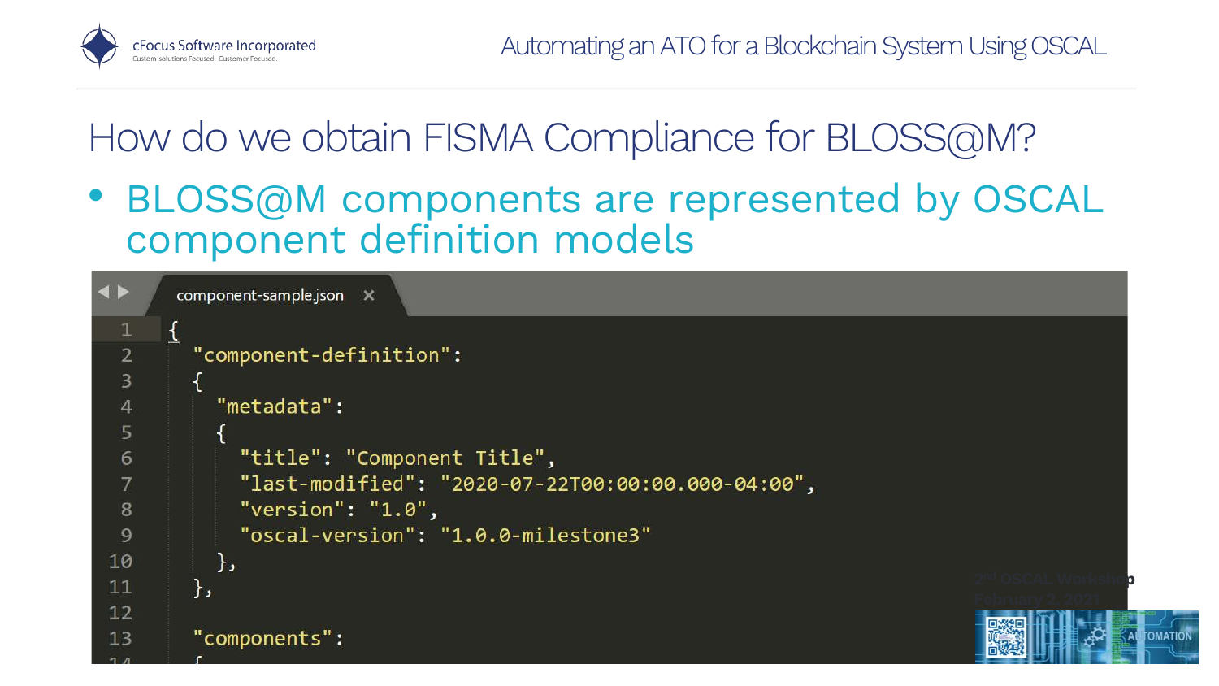# How do we obtain FISMA Compliance for BLOSS@M?

- BLOSS@M components are represented by OSCAL component definition models

component-sample.json

```json
{
  "component-definition":
  {
    "metadata":
    {
      "title": "Component Title",
      "last-modified": "2020-07-22T00:00:00.000-04:00",
      "version": "1.0",
      "oscal-version": "1.0.0-milestone3"
    },
  },

  "components":
  {
```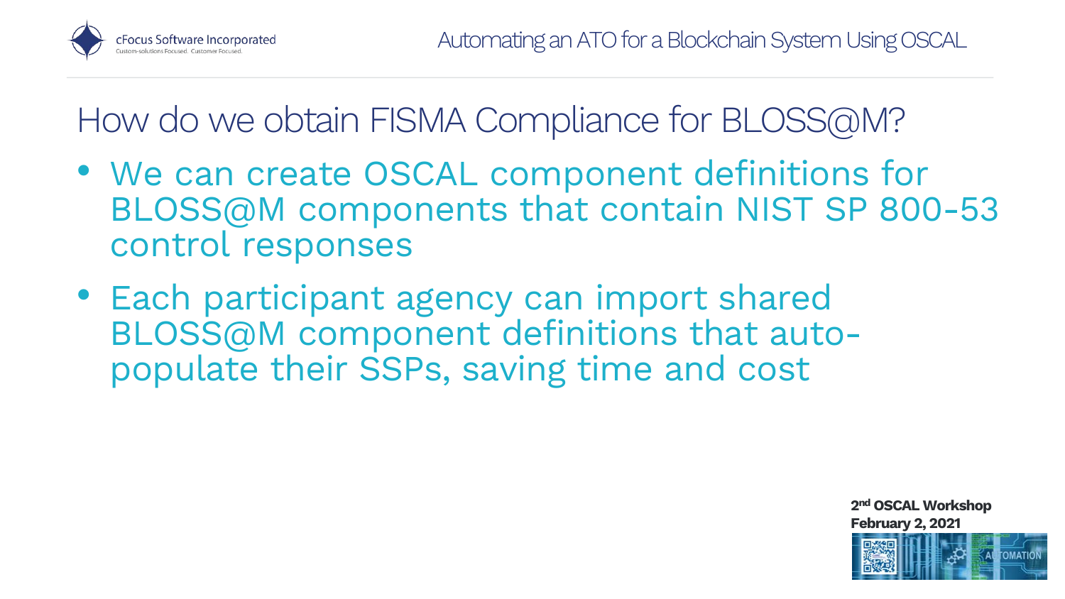# How do we obtain FISMA Compliance for BLOSS@M?

- We can create OSCAL component definitions for BLOSS@M components that contain NIST SP 800-53 control responses
- Each participant agency can import shared BLOSS@M component definitions that auto-populate their SSPs, saving time and cost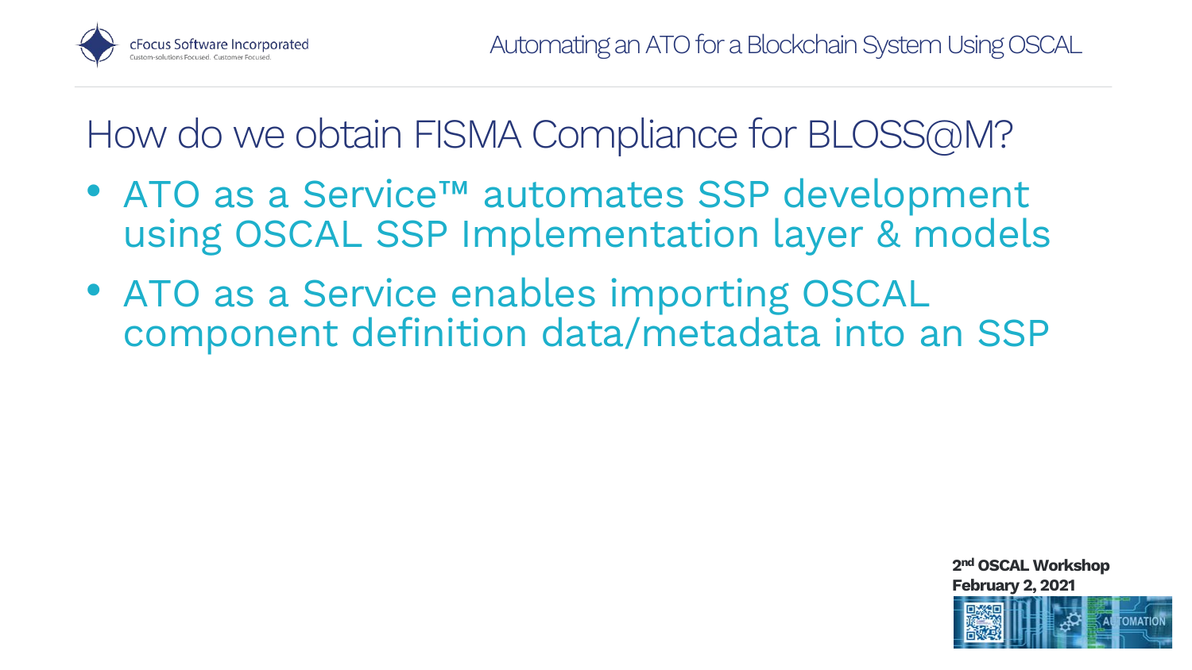# How do we obtain FISMA Compliance for BLOSS@M?

- ATO as a Service™ automates SSP development using OSCAL SSP Implementation layer & models
- ATO as a Service enables importing OSCAL component definition data/metadata into an SSP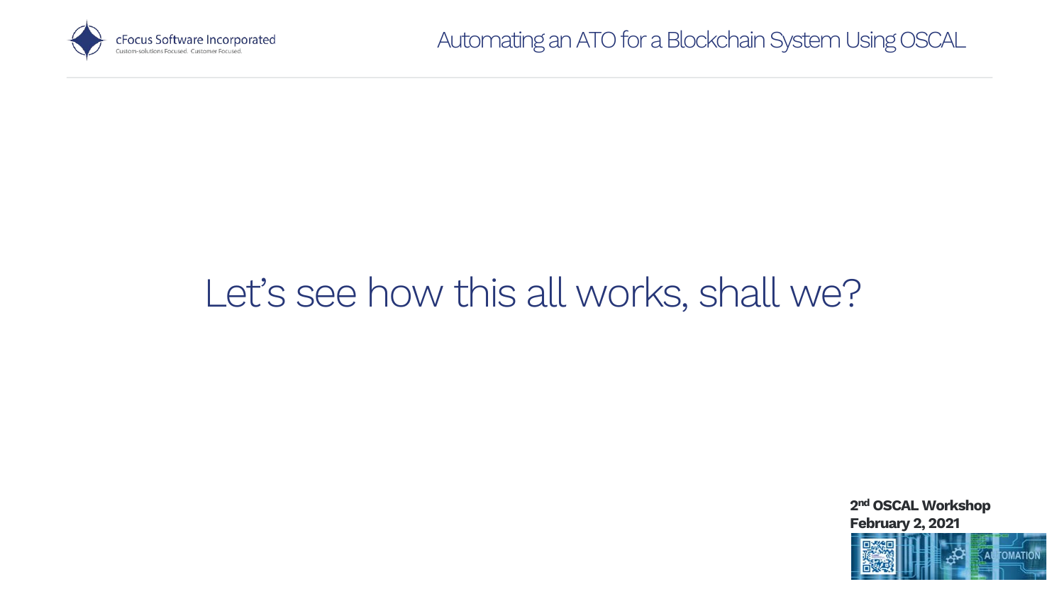Let’s see how this all works, shall we?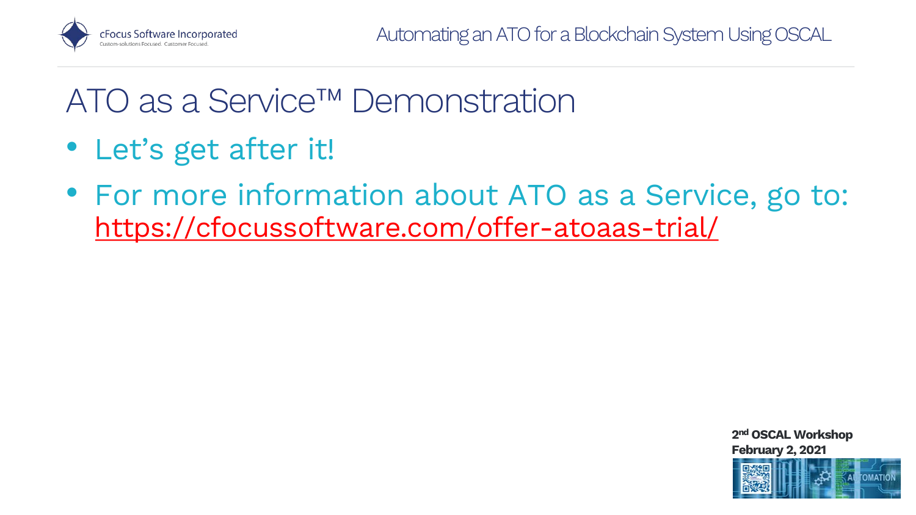# ATO as a Service™ Demonstration

- Let’s get after it!
- For more information about ATO as a Service, go to: https://cfocussoftware.com/offer-atoaas-trial/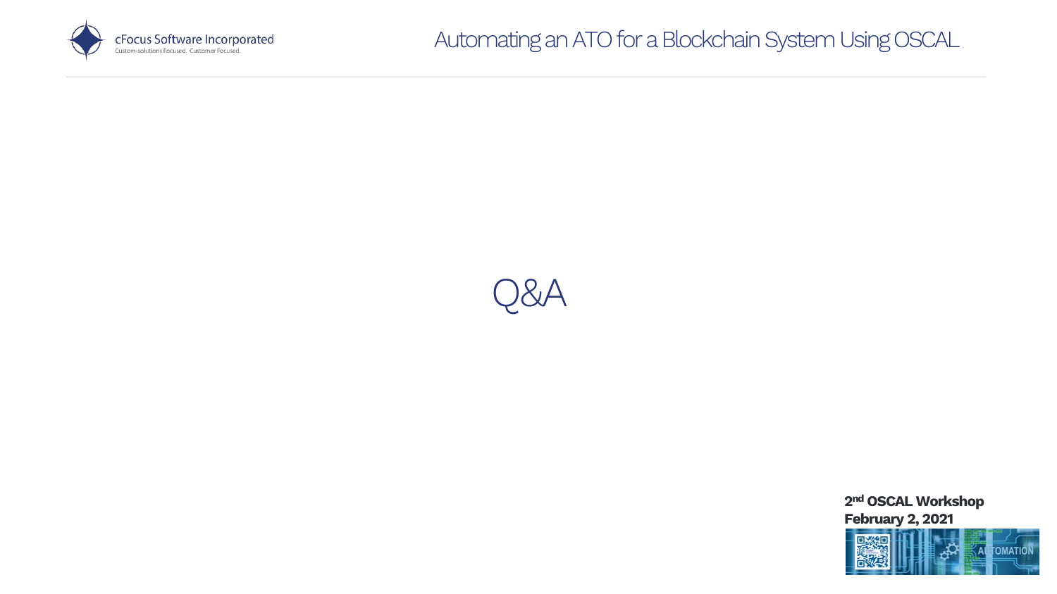# Q&A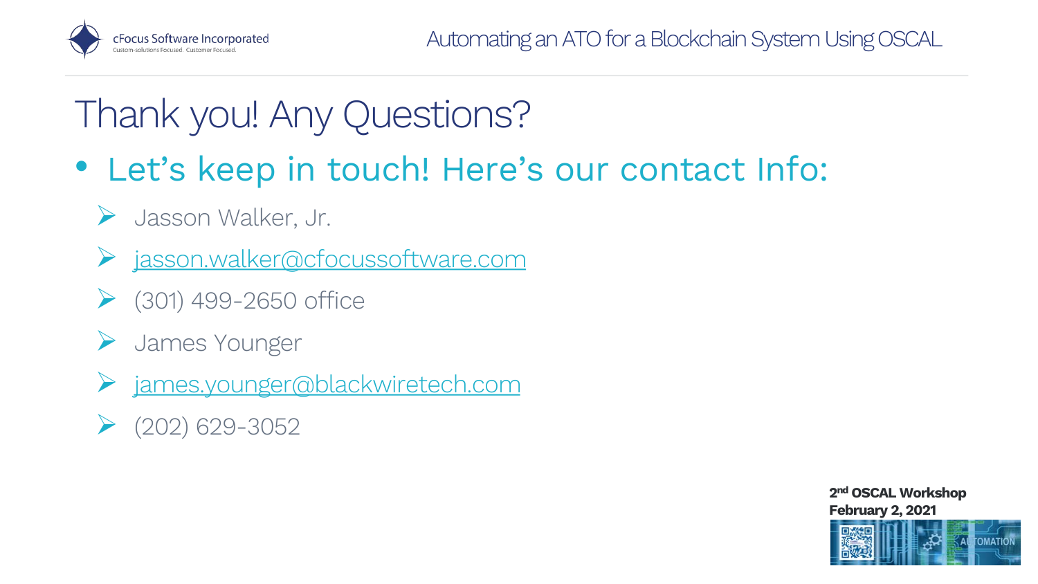# Thank you! Any Questions?

- Let's keep in touch! Here's our contact Info:
  - Jasson Walker, Jr.
  - jasson.walker@cfocussoftware.com
  - (301) 499-2650 office
  - James Younger
  - james.younger@blackwiretech.com
  - (202) 629-3052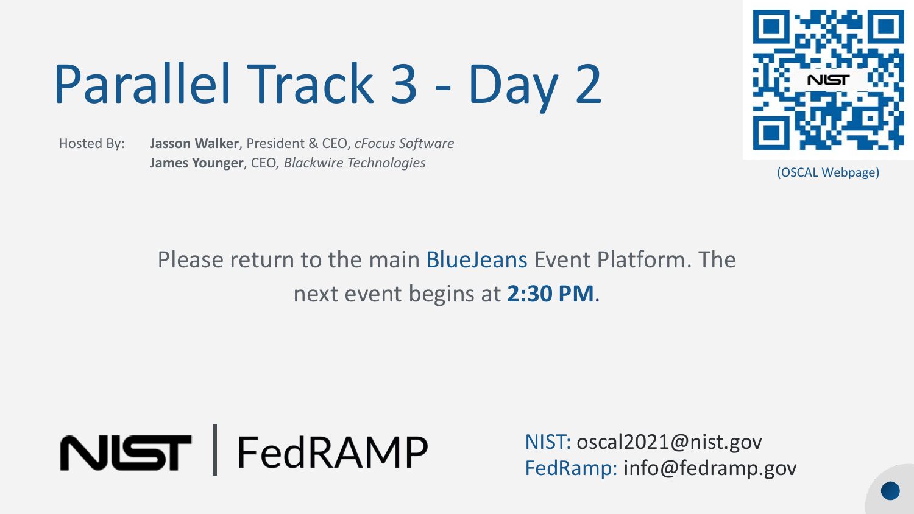# Parallel Track 3 - Day 2

Hosted By: **Jasson Walker**, President & CEO, *cFocus Software*
**James Younger**, CEO, *Blackwire Technologies*

(OSCAL Webpage)

Please return to the main BlueJeans Event Platform. The next event begins at **2:30 PM**.

NIST | FedRAMP

NIST: oscal2021@nist.gov
FedRamp: info@fedramp.gov